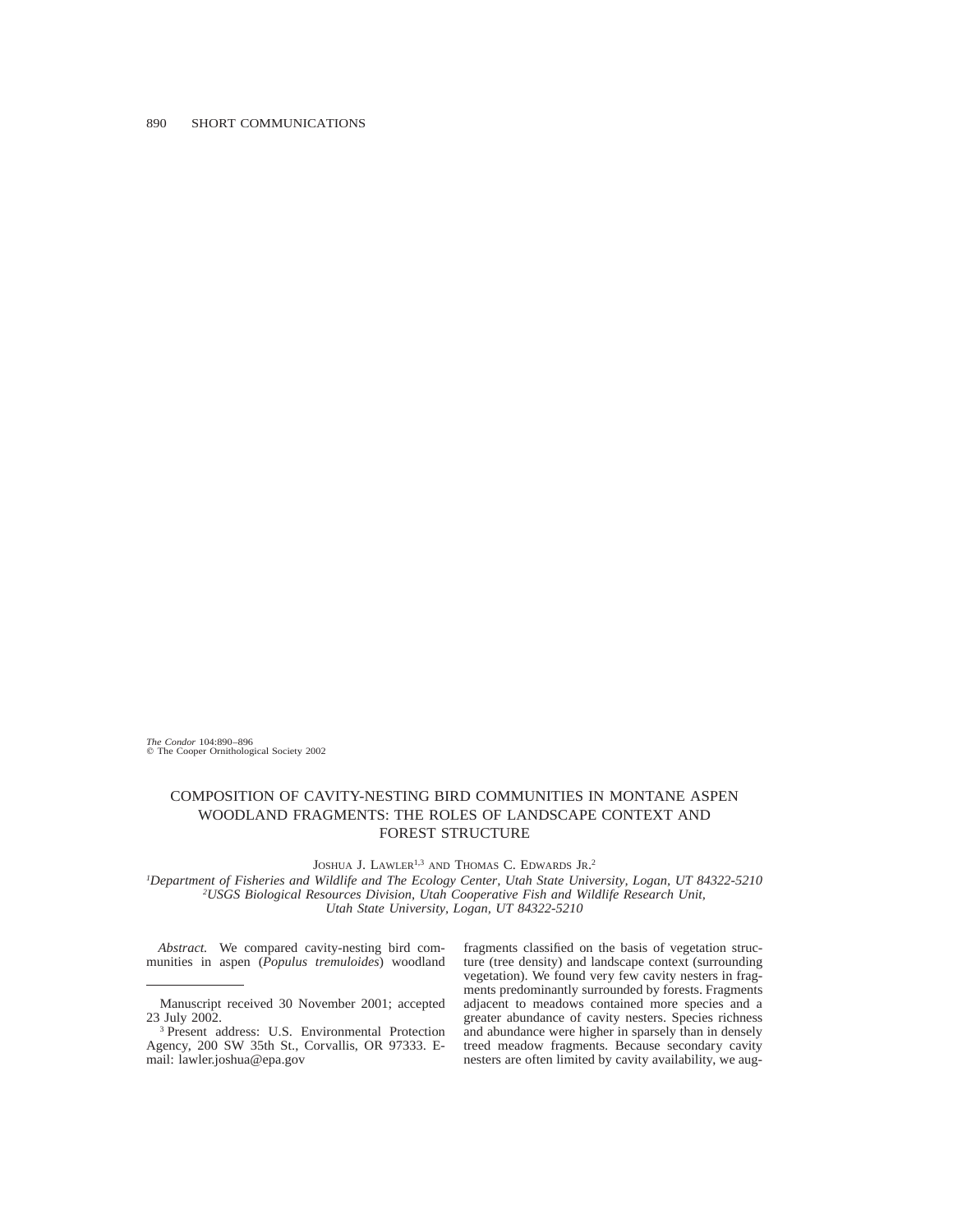*The Condor* 104:890–896
© The Cooper Ornithological Society 2002

# COMPOSITION OF CAVITY-NESTING BIRD COMMUNITIES IN MONTANE ASPEN WOODLAND FRAGMENTS: THE ROLES OF LANDSCAPE CONTEXT AND FOREST STRUCTURE

JOSHUA J. LAWLER[1,3] AND THOMAS C. EDWARDS JR.[2]

[1]*Department of Fisheries and Wildlife and The Ecology Center, Utah State University, Logan, UT 84322-5210*
[2]*USGS Biological Resources Division, Utah Cooperative Fish and Wildlife Research Unit, Utah State University, Logan, UT 84322-5210*

*Abstract.* We compared cavity-nesting bird communities in aspen (*Populus tremuloides*) woodland fragments classified on the basis of vegetation structure (tree density) and landscape context (surrounding vegetation). We found very few cavity nesters in fragments predominantly surrounded by forests. Fragments adjacent to meadows contained more species and a greater abundance of cavity nesters. Species richness and abundance were higher in sparsely than in densely treed meadow fragments. Because secondary cavity nesters are often limited by cavity availability, we aug-

Manuscript received 30 November 2001; accepted 23 July 2002.

[3] Present address: U.S. Environmental Protection Agency, 200 SW 35th St., Corvallis, OR 97333. E-mail: lawler.joshua@epa.gov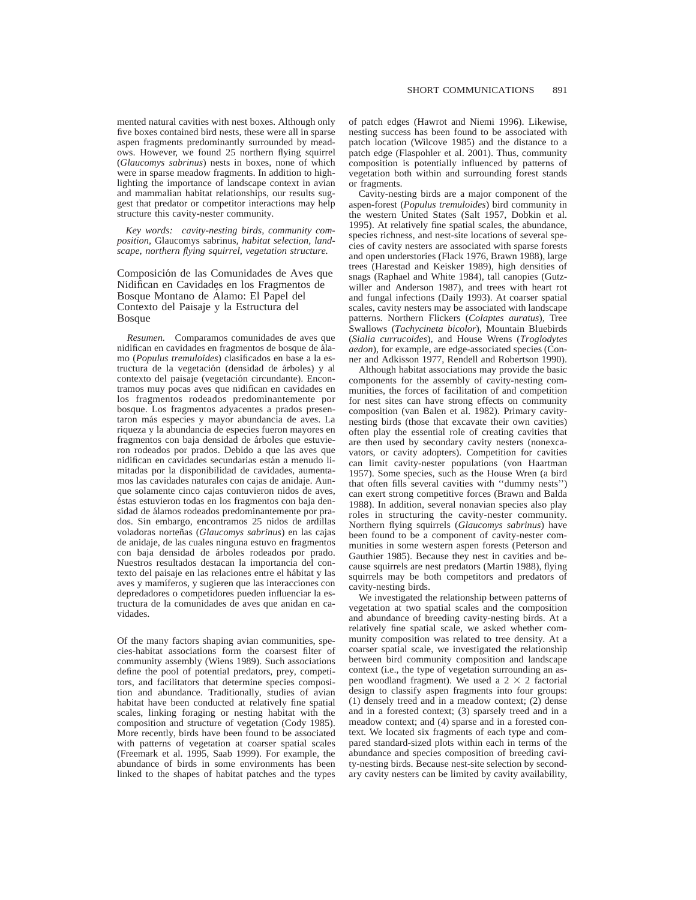mented natural cavities with nest boxes. Although only five boxes contained bird nests, these were all in sparse aspen fragments predominantly surrounded by meadows. However, we found 25 northern flying squirrel (*Glaucomys sabrinus*) nests in boxes, none of which were in sparse meadow fragments. In addition to highlighting the importance of landscape context in avian and mammalian habitat relationships, our results suggest that predator or competitor interactions may help structure this cavity-nester community.

*Key words: cavity-nesting birds, community composition,* Glaucomys sabrinus, *habitat selection, landscape, northern flying squirrel, vegetation structure.*

## Composición de las Comunidades de Aves que Nidifican en Cavidades en los Fragmentos de Bosque Montano de Álamo: El Papel del Contexto del Paisaje y la Estructura del Bosque

*Resumen.* Comparamos comunidades de aves que nidifican en cavidades en fragmentos de bosque de álamo (*Populus tremuloides*) clasificados en base a la estructura de la vegetación (densidad de árboles) y al contexto del paisaje (vegetación circundante). Encontramos muy pocas aves que nidifican en cavidades en los fragmentos rodeados predominantemente por bosque. Los fragmentos adyacentes a prados presentaron más especies y mayor abundancia de aves. La riqueza y la abundancia de especies fueron mayores en fragmentos con baja densidad de árboles que estuvieron rodeados por prados. Debido a que las aves que nidifican en cavidades secundarias están a menudo limitadas por la disponibilidad de cavidades, aumentamos las cavidades naturales con cajas de anidaje. Aunque solamente cinco cajas contuvieron nidos de aves, éstas estuvieron todas en los fragmentos con baja densidad de álamos rodeados predominantemente por prados. Sin embargo, encontramos 25 nidos de ardillas voladoras norteñas (*Glaucomys sabrinus*) en las cajas de anidaje, de las cuales ninguna estuvo en fragmentos con baja densidad de árboles rodeados por prado. Nuestros resultados destacan la importancia del contexto del paisaje en las relaciones entre el hábitat y las aves y mamíferos, y sugieren que las interacciones con depredadores o competidores pueden influenciar la estructura de la comunidades de aves que anidan en cavidades.

Of the many factors shaping avian communities, species-habitat associations form the coarsest filter of community assembly (Wiens 1989). Such associations define the pool of potential predators, prey, competitors, and facilitators that determine species composition and abundance. Traditionally, studies of avian habitat have been conducted at relatively fine spatial scales, linking foraging or nesting habitat with the composition and structure of vegetation (Cody 1985). More recently, birds have been found to be associated with patterns of vegetation at coarser spatial scales (Freemark et al. 1995, Saab 1999). For example, the abundance of birds in some environments has been linked to the shapes of habitat patches and the types of patch edges (Hawrot and Niemi 1996). Likewise, nesting success has been found to be associated with patch location (Wilcove 1985) and the distance to a patch edge (Flaspohler et al. 2001). Thus, community composition is potentially influenced by patterns of vegetation both within and surrounding forest stands or fragments.

Cavity-nesting birds are a major component of the aspen-forest (*Populus tremuloides*) bird community in the western United States (Salt 1957, Dobkin et al. 1995). At relatively fine spatial scales, the abundance, species richness, and nest-site locations of several species of cavity nesters are associated with sparse forests and open understories (Flack 1976, Brawn 1988), large trees (Harestad and Keisker 1989), high densities of snags (Raphael and White 1984), tall canopies (Gutzwiller and Anderson 1987), and trees with heart rot and fungal infections (Daily 1993). At coarser spatial scales, cavity nesters may be associated with landscape patterns. Northern Flickers (*Colaptes auratus*), Tree Swallows (*Tachycineta bicolor*), Mountain Bluebirds (*Sialia currucoides*), and House Wrens (*Troglodytes aedon*), for example, are edge-associated species (Conner and Adkisson 1977, Rendell and Robertson 1990).

Although habitat associations may provide the basic components for the assembly of cavity-nesting communities, the forces of facilitation of and competition for nest sites can have strong effects on community composition (van Balen et al. 1982). Primary cavity-nesting birds (those that excavate their own cavities) often play the essential role of creating cavities that are then used by secondary cavity nesters (nonexcavators, or cavity adopters). Competition for cavities can limit cavity-nester populations (von Haartman 1957). Some species, such as the House Wren (a bird that often fills several cavities with ''dummy nests'') can exert strong competitive forces (Brawn and Balda 1988). In addition, several nonavian species also play roles in structuring the cavity-nester community. Northern flying squirrels (*Glaucomys sabrinus*) have been found to be a component of cavity-nester communities in some western aspen forests (Peterson and Gauthier 1985). Because they nest in cavities and because squirrels are nest predators (Martin 1988), flying squirrels may be both competitors and predators of cavity-nesting birds.

We investigated the relationship between patterns of vegetation at two spatial scales and the composition and abundance of breeding cavity-nesting birds. At a relatively fine spatial scale, we asked whether community composition was related to tree density. At a coarser spatial scale, we investigated the relationship between bird community composition and landscape context (i.e., the type of vegetation surrounding an aspen woodland fragment). We used a $2 \times 2$ factorial design to classify aspen fragments into four groups: (1) densely treed and in a meadow context; (2) dense and in a forested context; (3) sparsely treed and in a meadow context; and (4) sparse and in a forested context. We located six fragments of each type and compared standard-sized plots within each in terms of the abundance and species composition of breeding cavity-nesting birds. Because nest-site selection by secondary cavity nesters can be limited by cavity availability,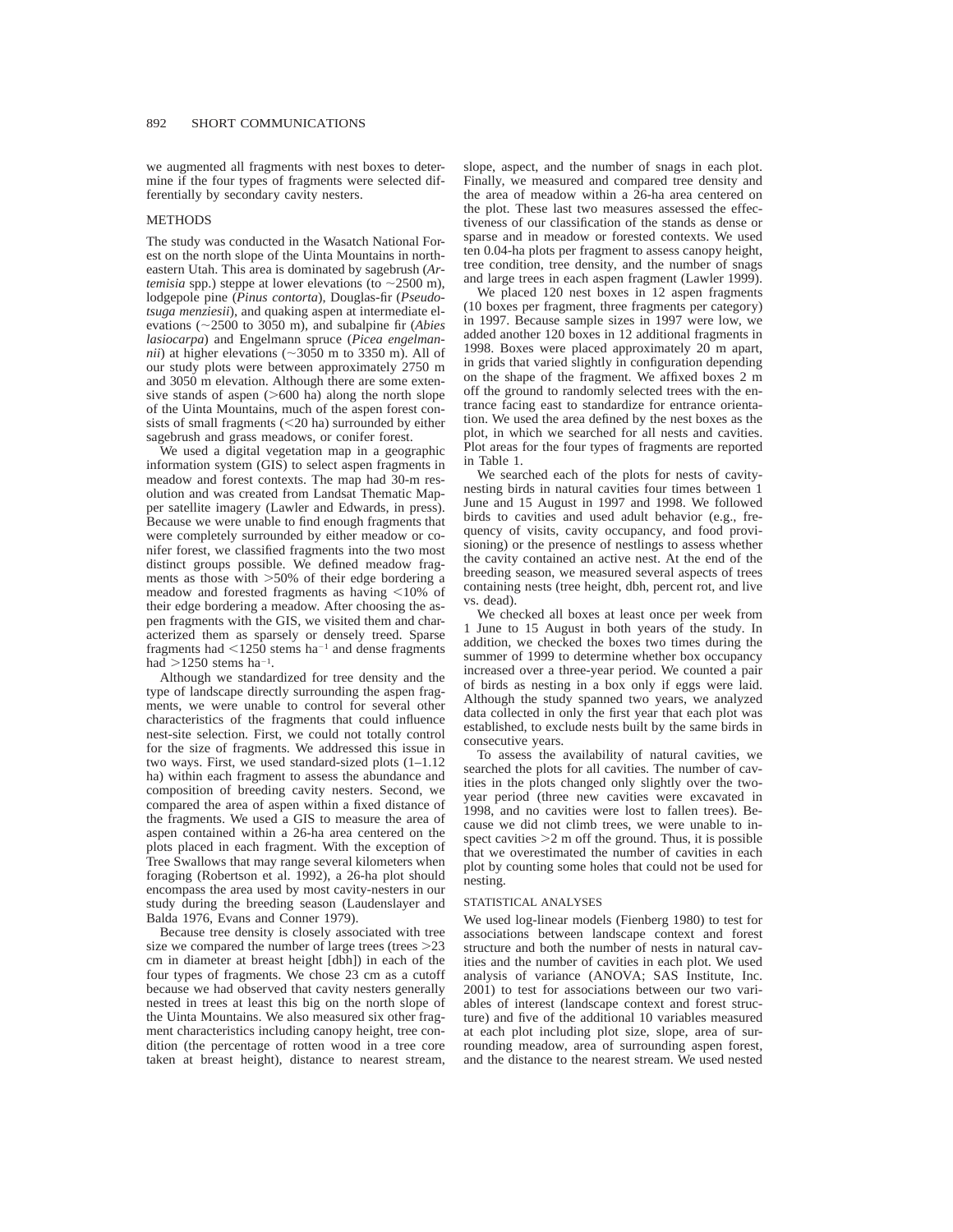we augmented all fragments with nest boxes to determine if the four types of fragments were selected differentially by secondary cavity nesters.

## METHODS

The study was conducted in the Wasatch National Forest on the north slope of the Uinta Mountains in northeastern Utah. This area is dominated by sagebrush (*Artemisia* spp.) steppe at lower elevations (to ~2500 m), lodgepole pine (*Pinus contorta*), Douglas-fir (*Pseudotsuga menziesii*), and quaking aspen at intermediate elevations (~2500 to 3050 m), and subalpine fir (*Abies lasiocarpa*) and Engelmann spruce (*Picea engelmannii*) at higher elevations (~3050 m to 3350 m). All of our study plots were between approximately 2750 m and 3050 m elevation. Although there are some extensive stands of aspen (>600 ha) along the north slope of the Uinta Mountains, much of the aspen forest consists of small fragments (<20 ha) surrounded by either sagebrush and grass meadows, or conifer forest.

We used a digital vegetation map in a geographic information system (GIS) to select aspen fragments in meadow and forest contexts. The map had 30-m resolution and was created from Landsat Thematic Mapper satellite imagery (Lawler and Edwards, in press). Because we were unable to find enough fragments that were completely surrounded by either meadow or conifer forest, we classified fragments into the two most distinct groups possible. We defined meadow fragments as those with >50% of their edge bordering a meadow and forested fragments as having <10% of their edge bordering a meadow. After choosing the aspen fragments with the GIS, we visited them and characterized them as sparsely or densely treed. Sparse fragments had <1250 stems $ha^{-1}$ and dense fragments had >1250 stems $ha^{-1}$.

Although we standardized for tree density and the type of landscape directly surrounding the aspen fragments, we were unable to control for several other characteristics of the fragments that could influence nest-site selection. First, we could not totally control for the size of fragments. We addressed this issue in two ways. First, we used standard-sized plots (1–1.12 ha) within each fragment to assess the abundance and composition of breeding cavity nesters. Second, we compared the area of aspen within a fixed distance of the fragments. We used a GIS to measure the area of aspen contained within a 26-ha area centered on the plots placed in each fragment. With the exception of Tree Swallows that may range several kilometers when foraging (Robertson et al. 1992), a 26-ha plot should encompass the area used by most cavity-nesters in our study during the breeding season (Laudenslayer and Balda 1976, Evans and Conner 1979).

Because tree density is closely associated with tree size we compared the number of large trees (trees >23 cm in diameter at breast height [dbh]) in each of the four types of fragments. We chose 23 cm as a cutoff because we had observed that cavity nesters generally nested in trees at least this big on the north slope of the Uinta Mountains. We also measured six other fragment characteristics including canopy height, tree condition (the percentage of rotten wood in a tree core taken at breast height), distance to nearest stream, slope, aspect, and the number of snags in each plot. Finally, we measured and compared tree density and the area of meadow within a 26-ha area centered on the plot. These last two measures assessed the effectiveness of our classification of the stands as dense or sparse and in meadow or forested contexts. We used ten 0.04-ha plots per fragment to assess canopy height, tree condition, tree density, and the number of snags and large trees in each aspen fragment (Lawler 1999).

We placed 120 nest boxes in 12 aspen fragments (10 boxes per fragment, three fragments per category) in 1997. Because sample sizes in 1997 were low, we added another 120 boxes in 12 additional fragments in 1998. Boxes were placed approximately 20 m apart, in grids that varied slightly in configuration depending on the shape of the fragment. We affixed boxes 2 m off the ground to randomly selected trees with the entrance facing east to standardize for entrance orientation. We used the area defined by the nest boxes as the plot, in which we searched for all nests and cavities. Plot areas for the four types of fragments are reported in Table 1.

We searched each of the plots for nests of cavity-nesting birds in natural cavities four times between 1 June and 15 August in 1997 and 1998. We followed birds to cavities and used adult behavior (e.g., frequency of visits, cavity occupancy, and food provisioning) or the presence of nestlings to assess whether the cavity contained an active nest. At the end of the breeding season, we measured several aspects of trees containing nests (tree height, dbh, percent rot, and live vs. dead).

We checked all boxes at least once per week from 1 June to 15 August in both years of the study. In addition, we checked the boxes two times during the summer of 1999 to determine whether box occupancy increased over a three-year period. We counted a pair of birds as nesting in a box only if eggs were laid. Although the study spanned two years, we analyzed data collected in only the first year that each plot was established, to exclude nests built by the same birds in consecutive years.

To assess the availability of natural cavities, we searched the plots for all cavities. The number of cavities in the plots changed only slightly over the two-year period (three new cavities were excavated in 1998, and no cavities were lost to fallen trees). Because we did not climb trees, we were unable to inspect cavities >2 m off the ground. Thus, it is possible that we overestimated the number of cavities in each plot by counting some holes that could not be used for nesting.

### STATISTICAL ANALYSES

We used log-linear models (Fienberg 1980) to test for associations between landscape context and forest structure and both the number of nests in natural cavities and the number of cavities in each plot. We used analysis of variance (ANOVA; SAS Institute, Inc. 2001) to test for associations between our two variables of interest (landscape context and forest structure) and five of the additional 10 variables measured at each plot including plot size, slope, area of surrounding meadow, area of surrounding aspen forest, and the distance to the nearest stream. We used nested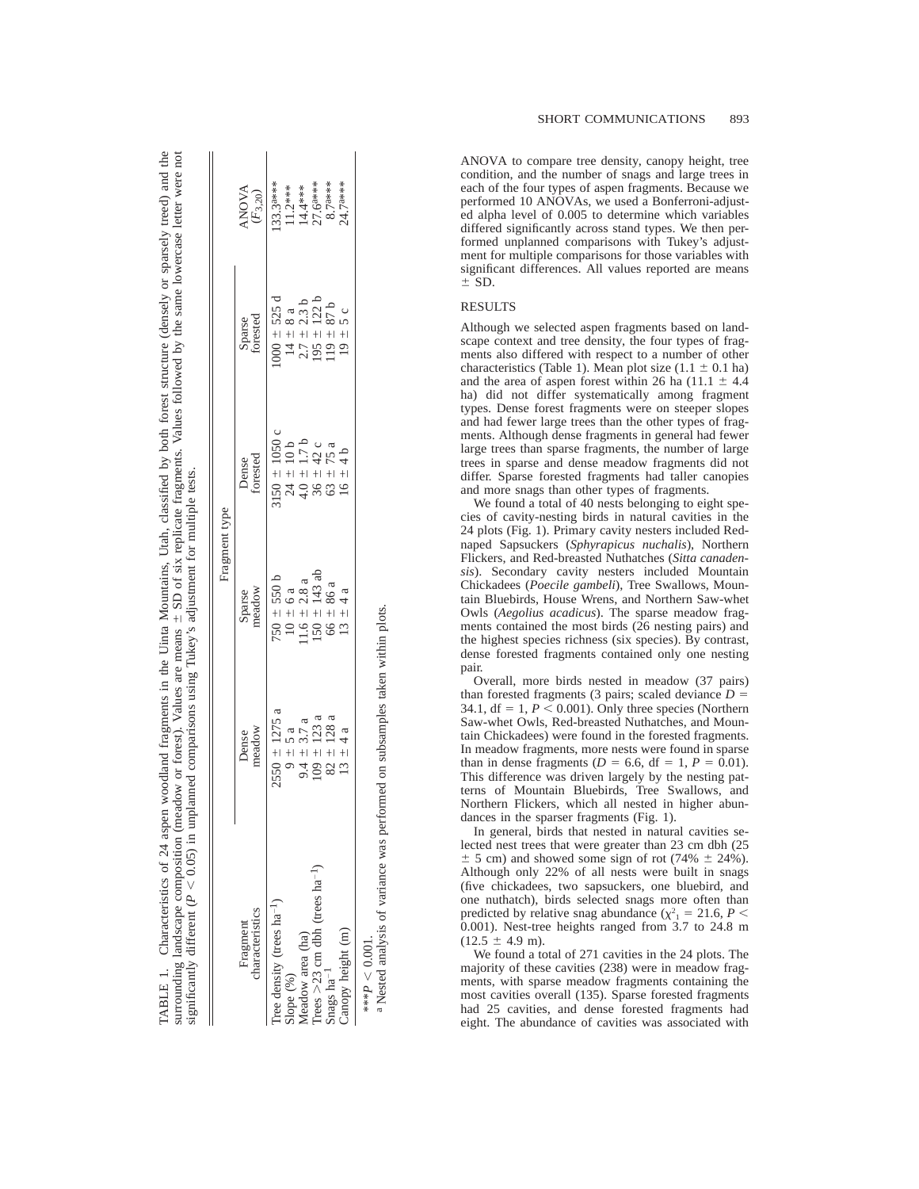TABLE 1. Characteristics of 24 aspen woodland fragments in the Uinta Mountains, Utah, classified by both forest structure (densely or sparsely treed) and the surrounding landscape composition (meadow or forest). Values are means ± SD of six replicate fragments. Values followed by the same lowercase letter were not significantly different ($P < 0.05$) in unplanned comparisons using Tukey's adjustment for multiple tests.

| Fragment characteristics | Fragment type | | | | ANOVA ($F_{3,20}$) |
|---|---|---|---|---|---|
| | Dense meadow | Sparse meadow | Dense forested | Sparse forested | |
| Tree density (trees ha$^{-1}$) | 2550 ± 1275 a | 750 ± 550 b | 3150 ± 1050 c | 1000 ± 525 d | 133.3[a]*** |
| Slope (%) | 9 ± 5 a | 10 ± 6 a | 24 ± 10 b | 14 ± 8 a | 11.2*** |
| Meadow area (ha) | 9.4 ± 3.7 a | 11.6 ± 2.8 a | 4.0 ± 1.7 b | 2.7 ± 2.3 b | 14.4*** |
| Trees >23 cm dbh (trees ha$^{-1}$) | 109 ± 123 a | 150 ± 143 ab | 36 ± 42 c | 195 ± 122 b | 27.6[a]*** |
| Snags ha$^{-1}$ | 82 ± 128 a | 66 ± 86 a | 63 ± 75 a | 119 ± 87 b | 8.7[a]*** |
| Canopy height (m) | 13 ± 4 a | 13 ± 4 a | 16 ± 4 b | 19 ± 5 c | 24.7[a]*** |

***$P < 0.001$.

[a] Nested analysis of variance was performed on subsamples taken within plots.

ANOVA to compare tree density, canopy height, tree condition, and the number of snags and large trees in each of the four types of aspen fragments. Because we performed 10 ANOVAs, we used a Bonferroni-adjusted alpha level of 0.005 to determine which variables differed significantly across stand types. We then performed unplanned comparisons with Tukey's adjustment for multiple comparisons for those variables with significant differences. All values reported are means ± SD.

## RESULTS

Although we selected aspen fragments based on landscape context and tree density, the four types of fragments also differed with respect to a number of other characteristics (Table 1). Mean plot size (1.1 ± 0.1 ha) and the area of aspen forest within 26 ha (11.1 ± 4.4 ha) did not differ systematically among fragment types. Dense forest fragments were on steeper slopes and had fewer large trees than the other types of fragments. Although dense fragments in general had fewer large trees than sparse fragments, the number of large trees in sparse and dense meadow fragments did not differ. Sparse forested fragments had taller canopies and more snags than other types of fragments.

We found a total of 40 nests belonging to eight species of cavity-nesting birds in natural cavities in the 24 plots (Fig. 1). Primary cavity nesters included Red-naped Sapsuckers (*Sphyrapicus nuchalis*), Northern Flickers, and Red-breasted Nuthatches (*Sitta canadensis*). Secondary cavity nesters included Mountain Chickadees (*Poecile gambeli*), Tree Swallows, Mountain Bluebirds, House Wrens, and Northern Saw-whet Owls (*Aegolius acadicus*). The sparse meadow fragments contained the most birds (26 nesting pairs) and the highest species richness (six species). By contrast, dense forested fragments contained only one nesting pair.

Overall, more birds nested in meadow (37 pairs) than forested fragments (3 pairs; scaled deviance $D = 34.1$, df = 1, $P < 0.001$). Only three species (Northern Saw-whet Owls, Red-breasted Nuthatches, and Mountain Chickadees) were found in the forested fragments. In meadow fragments, more nests were found in sparse than in dense fragments ($D = 6.6$, df = 1, $P = 0.01$). This difference was driven largely by the nesting patterns of Mountain Bluebirds, Tree Swallows, and Northern Flickers, which all nested in higher abundances in the sparser fragments (Fig. 1).

In general, birds that nested in natural cavities selected nest trees that were greater than 23 cm dbh (25 ± 5 cm) and showed some sign of rot (74% ± 24%). Although only 22% of all nests were built in snags (five chickadees, two sapsuckers, one bluebird, and one nuthatch), birds selected snags more often than predicted by relative snag abundance ($\chi^2_1 = 21.6$, $P < 0.001$). Nest-tree heights ranged from 3.7 to 24.8 m (12.5 ± 4.9 m).

We found a total of 271 cavities in the 24 plots. The majority of these cavities (238) were in meadow fragments, with sparse meadow fragments containing the most cavities overall (135). Sparse forested fragments had 25 cavities, and dense forested fragments had eight. The abundance of cavities was associated with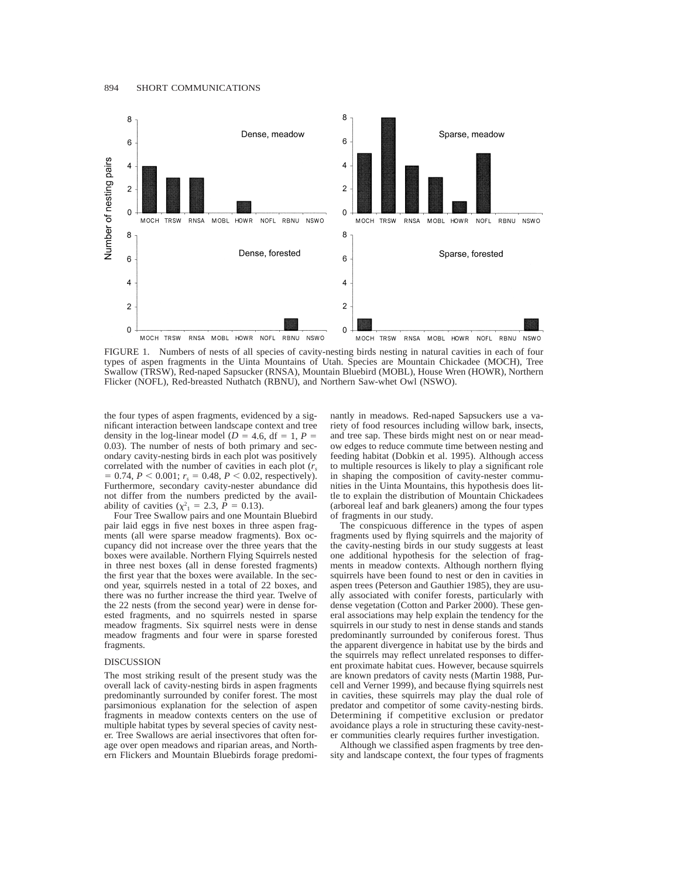FIGURE 1. Numbers of nests of all species of cavity-nesting birds nesting in natural cavities in each of four types of aspen fragments in the Uinta Mountains of Utah. Species are Mountain Chickadee (MOCH), Tree Swallow (TRSW), Red-naped Sapsucker (RNSA), Mountain Bluebird (MOBL), House Wren (HOWR), Northern Flicker (NOFL), Red-breasted Nuthatch (RBNU), and Northern Saw-whet Owl (NSWO).

the four types of aspen fragments, evidenced by a significant interaction between landscape context and tree density in the log-linear model ($D = 4.6$, df $= 1$, $P = 0.03$). The number of nests of both primary and secondary cavity-nesting birds in each plot was positively correlated with the number of cavities in each plot ($r_s = 0.74$, $P < 0.001$; $r_s = 0.48$, $P < 0.02$, respectively). Furthermore, secondary cavity-nester abundance did not differ from the numbers predicted by the availability of cavities ($\chi^2_1 = 2.3$, $P = 0.13$).

Four Tree Swallow pairs and one Mountain Bluebird pair laid eggs in five nest boxes in three aspen fragments (all were sparse meadow fragments). Box occupancy did not increase over the three years that the boxes were available. Northern Flying Squirrels nested in three nest boxes (all in dense forested fragments) the first year that the boxes were available. In the second year, squirrels nested in a total of 22 boxes, and there was no further increase the third year. Twelve of the 22 nests (from the second year) were in dense forested fragments, and no squirrels nested in sparse meadow fragments. Six squirrel nests were in dense meadow fragments and four were in sparse forested fragments.

## DISCUSSION

The most striking result of the present study was the overall lack of cavity-nesting birds in aspen fragments predominantly surrounded by conifer forest. The most parsimonious explanation for the selection of aspen fragments in meadow contexts centers on the use of multiple habitat types by several species of cavity nester. Tree Swallows are aerial insectivores that often forage over open meadows and riparian areas, and Northern Flickers and Mountain Bluebirds forage predominantly in meadows. Red-naped Sapsuckers use a variety of food resources including willow bark, insects, and tree sap. These birds might nest on or near meadow edges to reduce commute time between nesting and feeding habitat (Dobkin et al. 1995). Although access to multiple resources is likely to play a significant role in shaping the composition of cavity-nester communities in the Uinta Mountains, this hypothesis does little to explain the distribution of Mountain Chickadees (arboreal leaf and bark gleaners) among the four types of fragments in our study.

The conspicuous difference in the types of aspen fragments used by flying squirrels and the majority of the cavity-nesting birds in our study suggests at least one additional hypothesis for the selection of fragments in meadow contexts. Although northern flying squirrels have been found to nest or den in cavities in aspen trees (Peterson and Gauthier 1985), they are usually associated with conifer forests, particularly with dense vegetation (Cotton and Parker 2000). These general associations may help explain the tendency for the squirrels in our study to nest in dense stands and stands predominantly surrounded by coniferous forest. Thus the apparent divergence in habitat use by the birds and the squirrels may reflect unrelated responses to different proximate habitat cues. However, because squirrels are known predators of cavity nests (Martin 1988, Purcell and Verner 1999), and because flying squirrels nest in cavities, these squirrels may play the dual role of predator and competitor of some cavity-nesting birds. Determining if competitive exclusion or predator avoidance plays a role in structuring these cavity-nester communities clearly requires further investigation.

Although we classified aspen fragments by tree density and landscape context, the four types of fragments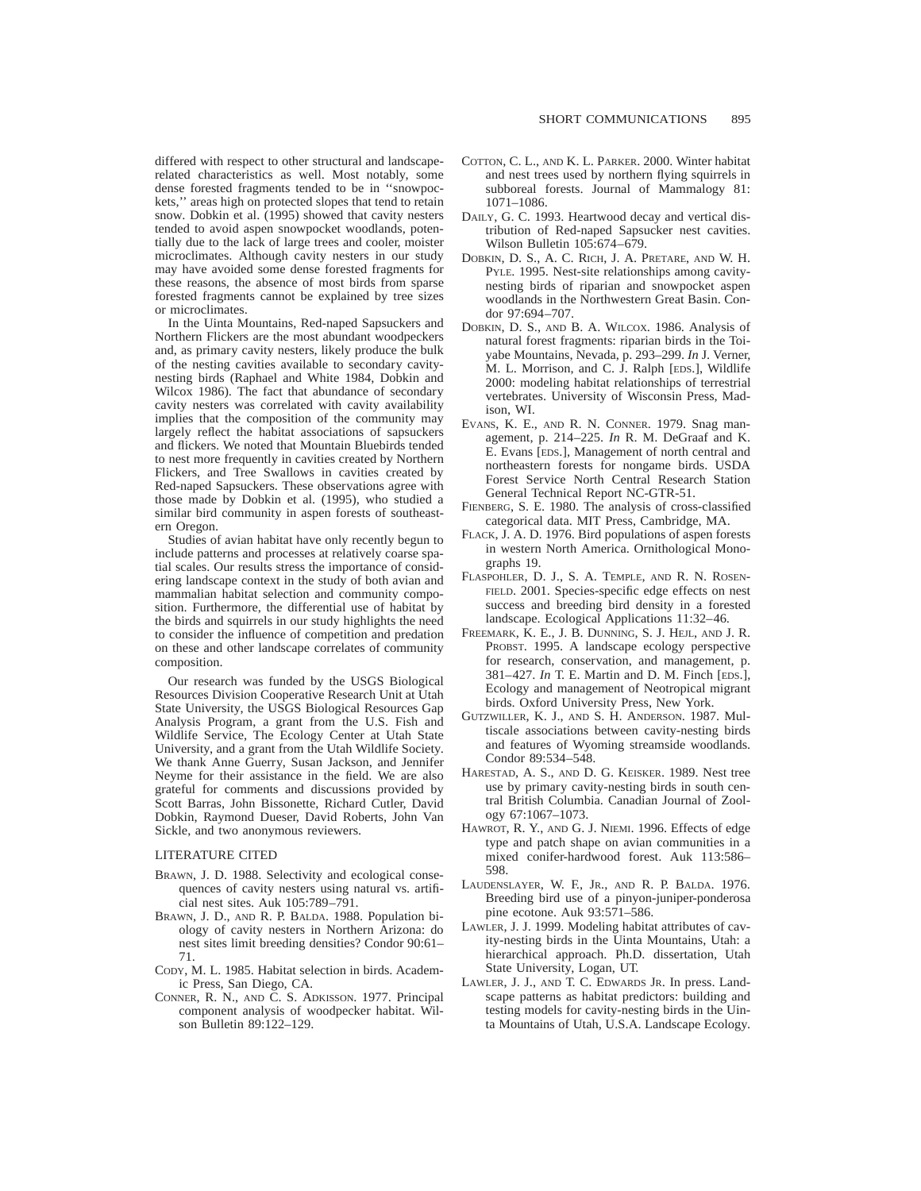differed with respect to other structural and landscape-related characteristics as well. Most notably, some dense forested fragments tended to be in ''snowpockets,'' areas high on protected slopes that tend to retain snow. Dobkin et al. (1995) showed that cavity nesters tended to avoid aspen snowpocket woodlands, potentially due to the lack of large trees and cooler, moister microclimates. Although cavity nesters in our study may have avoided some dense forested fragments for these reasons, the absence of most birds from sparse forested fragments cannot be explained by tree sizes or microclimates.

In the Uinta Mountains, Red-naped Sapsuckers and Northern Flickers are the most abundant woodpeckers and, as primary cavity nesters, likely produce the bulk of the nesting cavities available to secondary cavity-nesting birds (Raphael and White 1984, Dobkin and Wilcox 1986). The fact that abundance of secondary cavity nesters was correlated with cavity availability implies that the composition of the community may largely reflect the habitat associations of sapsuckers and flickers. We noted that Mountain Bluebirds tended to nest more frequently in cavities created by Northern Flickers, and Tree Swallows in cavities created by Red-naped Sapsuckers. These observations agree with those made by Dobkin et al. (1995), who studied a similar bird community in aspen forests of southeastern Oregon.

Studies of avian habitat have only recently begun to include patterns and processes at relatively coarse spatial scales. Our results stress the importance of considering landscape context in the study of both avian and mammalian habitat selection and community composition. Furthermore, the differential use of habitat by the birds and squirrels in our study highlights the need to consider the influence of competition and predation on these and other landscape correlates of community composition.

Our research was funded by the USGS Biological Resources Division Cooperative Research Unit at Utah State University, the USGS Biological Resources Gap Analysis Program, a grant from the U.S. Fish and Wildlife Service, The Ecology Center at Utah State University, and a grant from the Utah Wildlife Society. We thank Anne Guerry, Susan Jackson, and Jennifer Neyme for their assistance in the field. We are also grateful for comments and discussions provided by Scott Barras, John Bissonette, Richard Cutler, David Dobkin, Raymond Dueser, David Roberts, John Van Sickle, and two anonymous reviewers.

## LITERATURE CITED

Brawn, J. D. 1988. Selectivity and ecological consequences of cavity nesters using natural vs. artificial nest sites. Auk 105:789–791.

Brawn, J. D., and R. P. Balda. 1988. Population biology of cavity nesters in Northern Arizona: do nest sites limit breeding densities? Condor 90:61–71.

Cody, M. L. 1985. Habitat selection in birds. Academic Press, San Diego, CA.

Conner, R. N., and C. S. Adkisson. 1977. Principal component analysis of woodpecker habitat. Wilson Bulletin 89:122–129.

Cotton, C. L., and K. L. Parker. 2000. Winter habitat and nest trees used by northern flying squirrels in subboreal forests. Journal of Mammalogy 81: 1071–1086.

Daily, G. C. 1993. Heartwood decay and vertical distribution of Red-naped Sapsucker nest cavities. Wilson Bulletin 105:674–679.

Dobkin, D. S., A. C. Rich, J. A. Pretare, and W. H. Pyle. 1995. Nest-site relationships among cavity-nesting birds of riparian and snowpocket aspen woodlands in the Northwestern Great Basin. Condor 97:694–707.

Dobkin, D. S., and B. A. Wilcox. 1986. Analysis of natural forest fragments: riparian birds in the Toiyabe Mountains, Nevada, p. 293–299. *In* J. Verner, M. L. Morrison, and C. J. Ralph [eds.], Wildlife 2000: modeling habitat relationships of terrestrial vertebrates. University of Wisconsin Press, Madison, WI.

Evans, K. E., and R. N. Conner. 1979. Snag management, p. 214–225. *In* R. M. DeGraaf and K. E. Evans [eds.], Management of north central and northeastern forests for nongame birds. USDA Forest Service North Central Research Station General Technical Report NC-GTR-51.

Fienberg, S. E. 1980. The analysis of cross-classified categorical data. MIT Press, Cambridge, MA.

Flack, J. A. D. 1976. Bird populations of aspen forests in western North America. Ornithological Monographs 19.

Flaspohler, D. J., S. A. Temple, and R. N. Rosenfield. 2001. Species-specific edge effects on nest success and breeding bird density in a forested landscape. Ecological Applications 11:32–46.

Freemark, K. E., J. B. Dunning, S. J. Hejl, and J. R. Probst. 1995. A landscape ecology perspective for research, conservation, and management, p. 381–427. *In* T. E. Martin and D. M. Finch [eds.], Ecology and management of Neotropical migrant birds. Oxford University Press, New York.

Gutzwiller, K. J., and S. H. Anderson. 1987. Multiscale associations between cavity-nesting birds and features of Wyoming streamside woodlands. Condor 89:534–548.

Harestad, A. S., and D. G. Keisker. 1989. Nest tree use by primary cavity-nesting birds in south central British Columbia. Canadian Journal of Zoology 67:1067–1073.

Hawrot, R. Y., and G. J. Niemi. 1996. Effects of edge type and patch shape on avian communities in a mixed conifer-hardwood forest. Auk 113:586–598.

Laudenslayer, W. F., Jr., and R. P. Balda. 1976. Breeding bird use of a pinyon-juniper-ponderosa pine ecotone. Auk 93:571–586.

Lawler, J. J. 1999. Modeling habitat attributes of cavity-nesting birds in the Uinta Mountains, Utah: a hierarchical approach. Ph.D. dissertation, Utah State University, Logan, UT.

Lawler, J. J., and T. C. Edwards Jr. In press. Landscape patterns as habitat predictors: building and testing models for cavity-nesting birds in the Uinta Mountains of Utah, U.S.A. Landscape Ecology.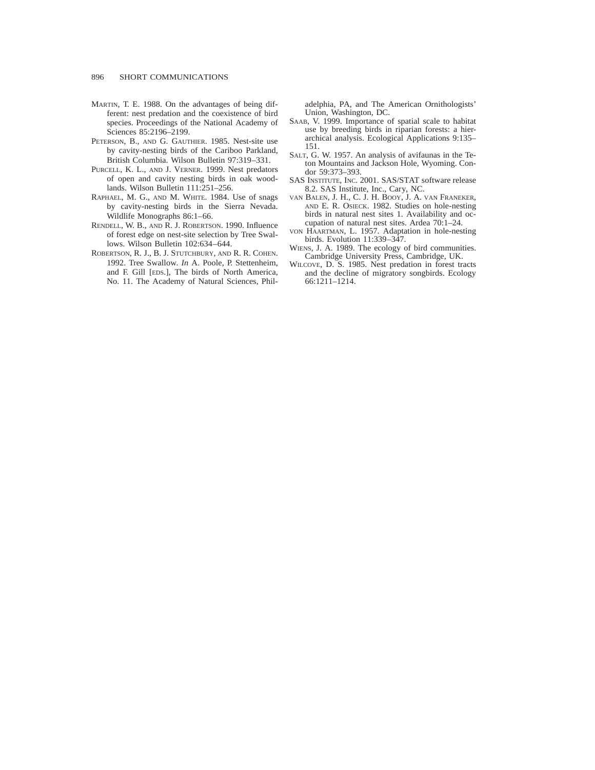MARTIN, T. E. 1988. On the advantages of being different: nest predation and the coexistence of bird species. Proceedings of the National Academy of Sciences 85:2196–2199.

PETERSON, B., AND G. GAUTHIER. 1985. Nest-site use by cavity-nesting birds of the Cariboo Parkland, British Columbia. Wilson Bulletin 97:319–331.

PURCELL, K. L., AND J. VERNER. 1999. Nest predators of open and cavity nesting birds in oak woodlands. Wilson Bulletin 111:251–256.

RAPHAEL, M. G., AND M. WHITE. 1984. Use of snags by cavity-nesting birds in the Sierra Nevada. Wildlife Monographs 86:1–66.

RENDELL, W. B., AND R. J. ROBERTSON. 1990. Influence of forest edge on nest-site selection by Tree Swallows. Wilson Bulletin 102:634–644.

ROBERTSON, R. J., B. J. STUTCHBURY, AND R. R. COHEN. 1992. Tree Swallow. *In* A. Poole, P. Stettenheim, and F. Gill [EDS.], The birds of North America, No. 11. The Academy of Natural Sciences, Philadelphia, PA, and The American Ornithologists' Union, Washington, DC.

SAAB, V. 1999. Importance of spatial scale to habitat use by breeding birds in riparian forests: a hierarchical analysis. Ecological Applications 9:135–151.

SALT, G. W. 1957. An analysis of avifaunas in the Teton Mountains and Jackson Hole, Wyoming. Condor 59:373–393.

SAS INSTITUTE, INC. 2001. SAS/STAT software release 8.2. SAS Institute, Inc., Cary, NC.

VAN BALEN, J. H., C. J. H. BOOY, J. A. VAN FRANEKER, AND E. R. OSIECK. 1982. Studies on hole-nesting birds in natural nest sites 1. Availability and occupation of natural nest sites. Ardea 70:1–24.

VON HAARTMAN, L. 1957. Adaptation in hole-nesting birds. Evolution 11:339–347.

WIENS, J. A. 1989. The ecology of bird communities. Cambridge University Press, Cambridge, UK.

WILCOVE, D. S. 1985. Nest predation in forest tracts and the decline of migratory songbirds. Ecology 66:1211–1214.